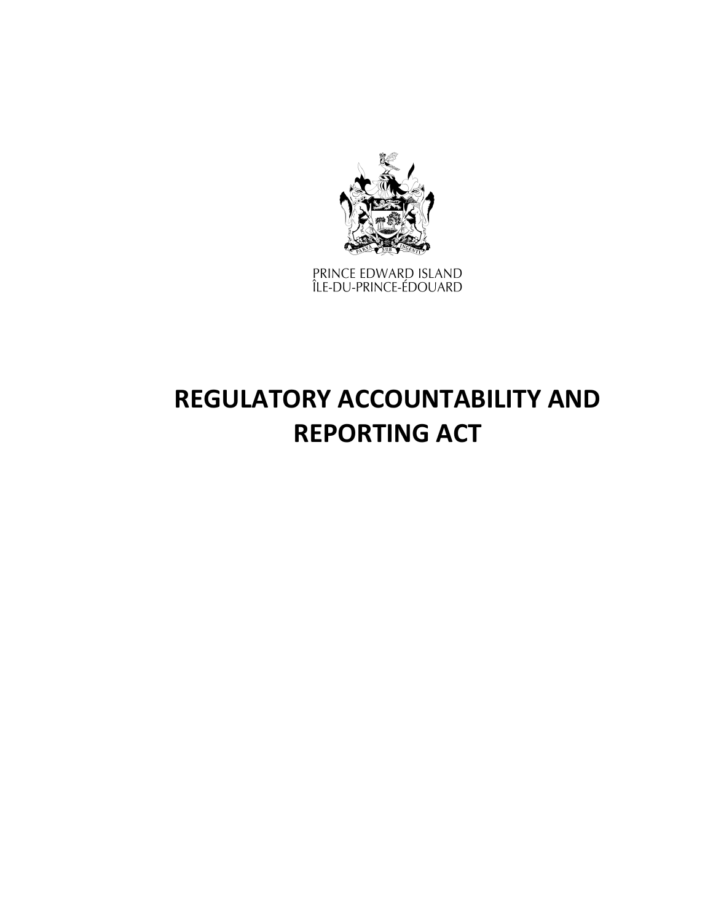PRINCE EDWARD ISLAND
ÎLE-DU-PRINCE-ÉDOUARD

# REGULATORY ACCOUNTABILITY AND REPORTING ACT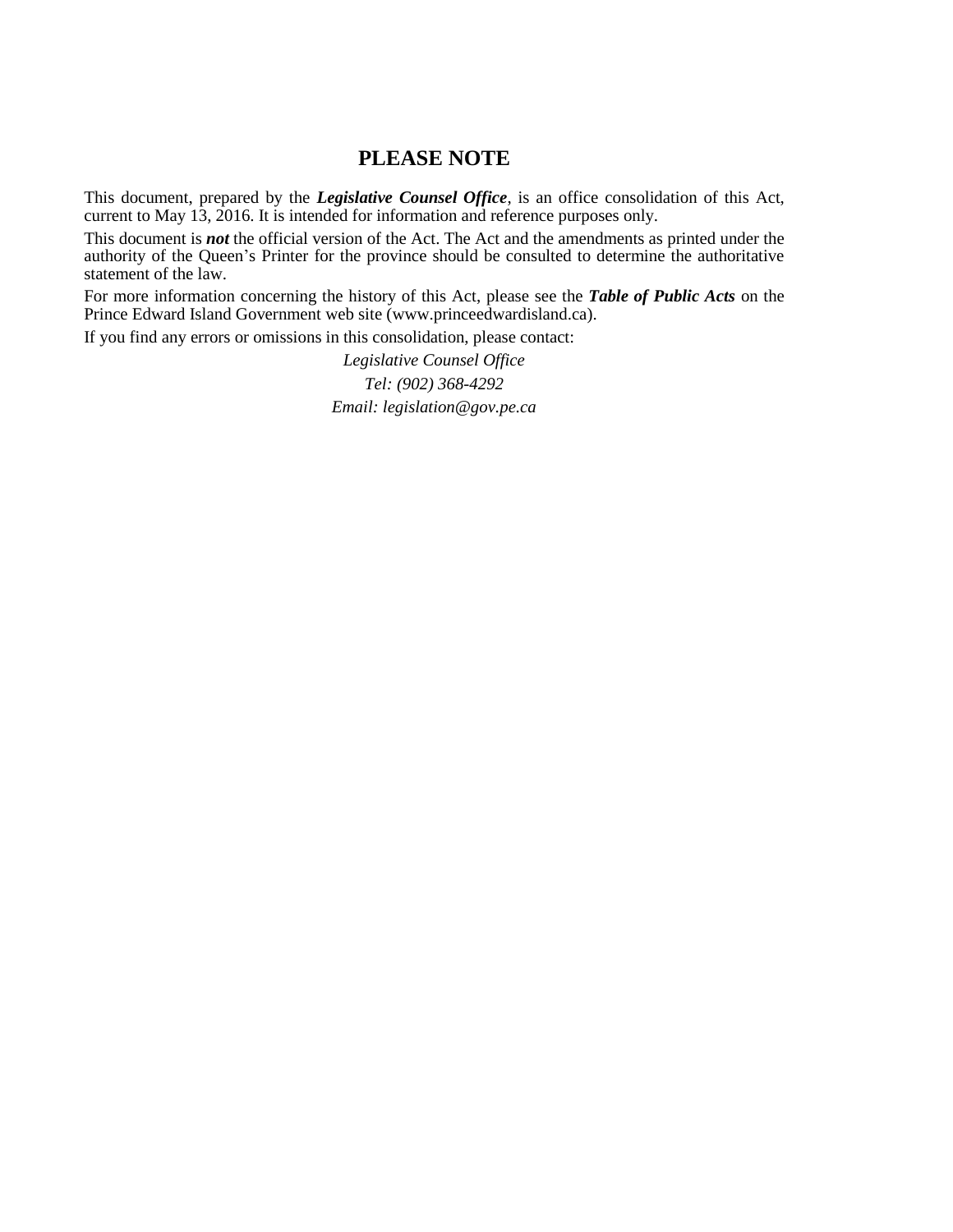# PLEASE NOTE

This document, prepared by the ***Legislative Counsel Office***, is an office consolidation of this Act, current to May 13, 2016. It is intended for information and reference purposes only.

This document is ***not*** the official version of the Act. The Act and the amendments as printed under the authority of the Queen's Printer for the province should be consulted to determine the authoritative statement of the law.

For more information concerning the history of this Act, please see the ***Table of Public Acts*** on the Prince Edward Island Government web site (www.princeedwardisland.ca).

If you find any errors or omissions in this consolidation, please contact:

*Legislative Counsel Office*
*Tel: (902) 368-4292*
*Email: legislation@gov.pe.ca*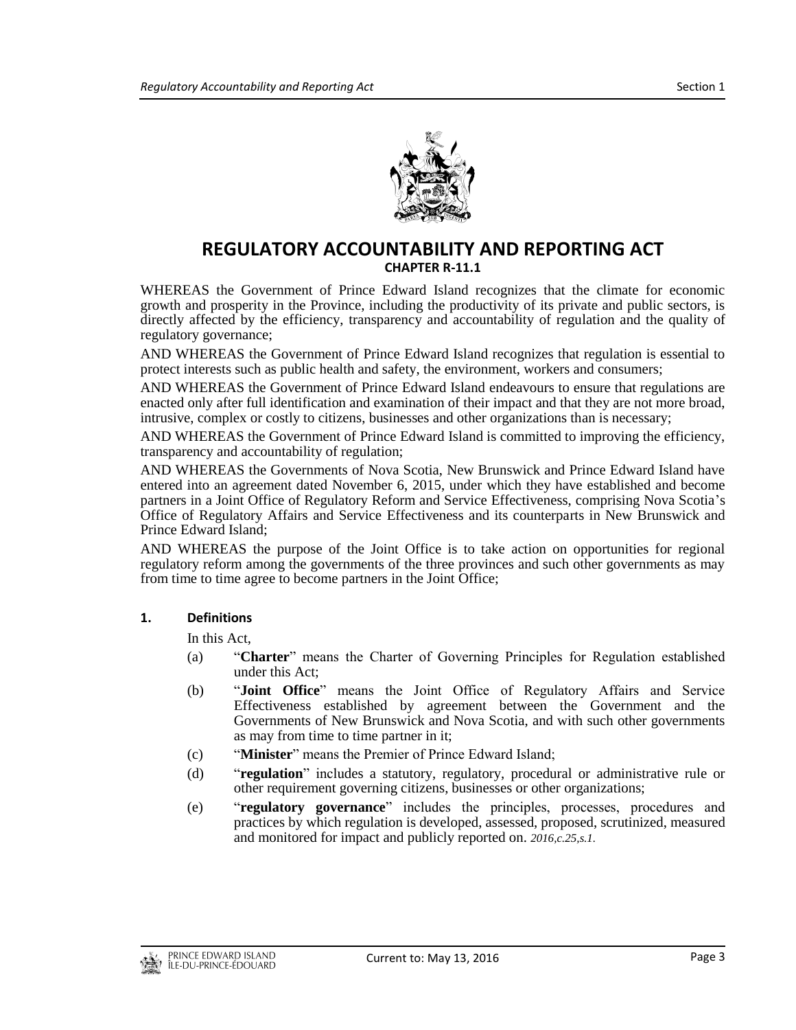# REGULATORY ACCOUNTABILITY AND REPORTING ACT

## CHAPTER R-11.1

WHEREAS the Government of Prince Edward Island recognizes that the climate for economic growth and prosperity in the Province, including the productivity of its private and public sectors, is directly affected by the efficiency, transparency and accountability of regulation and the quality of regulatory governance;

AND WHEREAS the Government of Prince Edward Island recognizes that regulation is essential to protect interests such as public health and safety, the environment, workers and consumers;

AND WHEREAS the Government of Prince Edward Island endeavours to ensure that regulations are enacted only after full identification and examination of their impact and that they are not more broad, intrusive, complex or costly to citizens, businesses and other organizations than is necessary;

AND WHEREAS the Government of Prince Edward Island is committed to improving the efficiency, transparency and accountability of regulation;

AND WHEREAS the Governments of Nova Scotia, New Brunswick and Prince Edward Island have entered into an agreement dated November 6, 2015, under which they have established and become partners in a Joint Office of Regulatory Reform and Service Effectiveness, comprising Nova Scotia's Office of Regulatory Affairs and Service Effectiveness and its counterparts in New Brunswick and Prince Edward Island;

AND WHEREAS the purpose of the Joint Office is to take action on opportunities for regional regulatory reform among the governments of the three provinces and such other governments as may from time to time agree to become partners in the Joint Office;

### 1. Definitions

In this Act,

(a) "**Charter**" means the Charter of Governing Principles for Regulation established under this Act;

(b) "**Joint Office**" means the Joint Office of Regulatory Affairs and Service Effectiveness established by agreement between the Government and the Governments of New Brunswick and Nova Scotia, and with such other governments as may from time to time partner in it;

(c) "**Minister**" means the Premier of Prince Edward Island;

(d) "**regulation**" includes a statutory, regulatory, procedural or administrative rule or other requirement governing citizens, businesses or other organizations;

(e) "**regulatory governance**" includes the principles, processes, procedures and practices by which regulation is developed, assessed, proposed, scrutinized, measured and monitored for impact and publicly reported on. *2016,c.25,s.1.*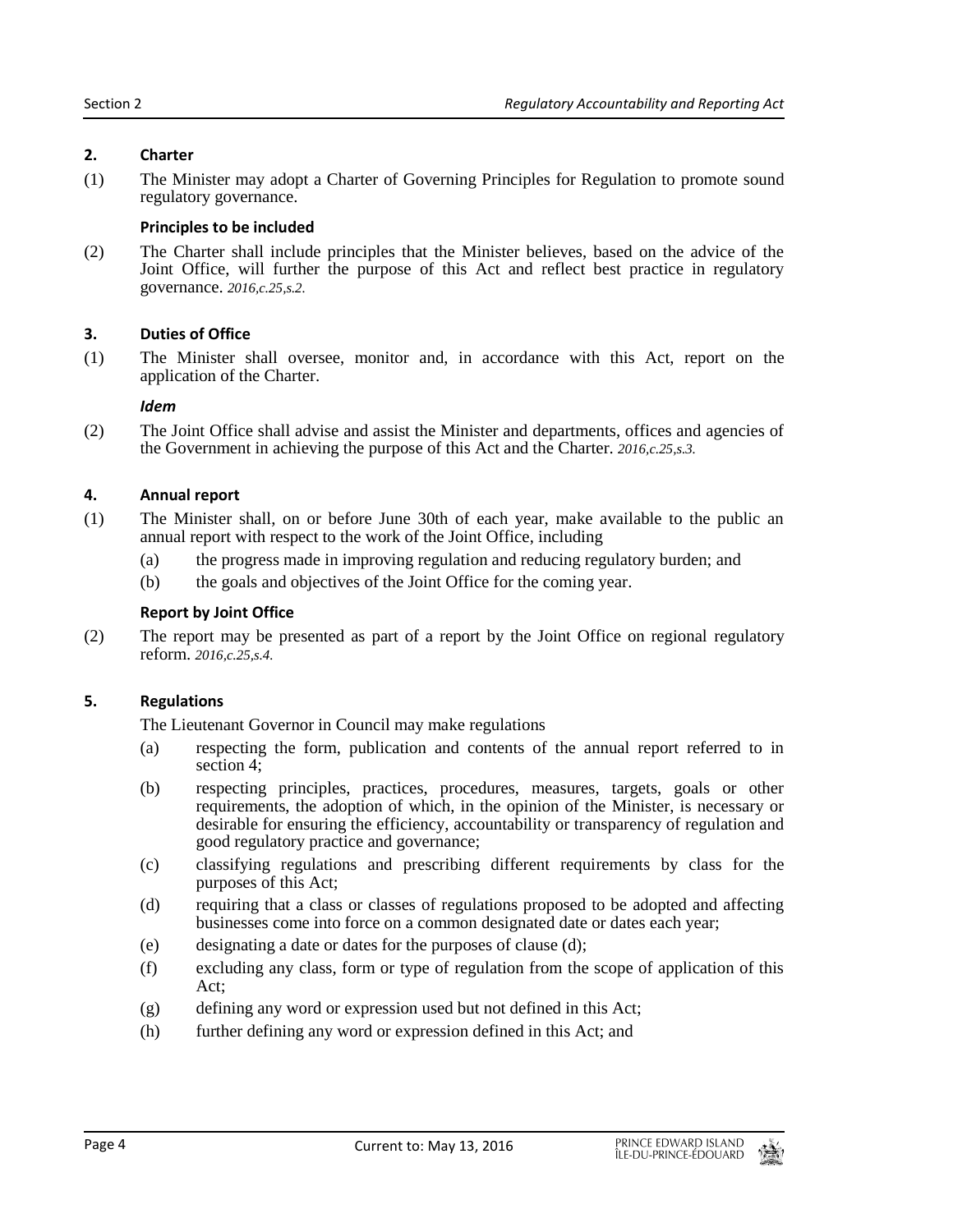## 2. Charter

(1) The Minister may adopt a Charter of Governing Principles for Regulation to promote sound regulatory governance.

### Principles to be included

(2) The Charter shall include principles that the Minister believes, based on the advice of the Joint Office, will further the purpose of this Act and reflect best practice in regulatory governance. *2016,c.25,s.2.*

## 3. Duties of Office

(1) The Minister shall oversee, monitor and, in accordance with this Act, report on the application of the Charter.

### *Idem*

(2) The Joint Office shall advise and assist the Minister and departments, offices and agencies of the Government in achieving the purpose of this Act and the Charter. *2016,c.25,s.3.*

## 4. Annual report

(1) The Minister shall, on or before June 30th of each year, make available to the public an annual report with respect to the work of the Joint Office, including

- (a) the progress made in improving regulation and reducing regulatory burden; and
- (b) the goals and objectives of the Joint Office for the coming year.

### Report by Joint Office

(2) The report may be presented as part of a report by the Joint Office on regional regulatory reform. *2016,c.25,s.4.*

## 5. Regulations

The Lieutenant Governor in Council may make regulations

- (a) respecting the form, publication and contents of the annual report referred to in section 4;
- (b) respecting principles, practices, procedures, measures, targets, goals or other requirements, the adoption of which, in the opinion of the Minister, is necessary or desirable for ensuring the efficiency, accountability or transparency of regulation and good regulatory practice and governance;
- (c) classifying regulations and prescribing different requirements by class for the purposes of this Act;
- (d) requiring that a class or classes of regulations proposed to be adopted and affecting businesses come into force on a common designated date or dates each year;
- (e) designating a date or dates for the purposes of clause (d);
- (f) excluding any class, form or type of regulation from the scope of application of this Act;
- (g) defining any word or expression used but not defined in this Act;
- (h) further defining any word or expression defined in this Act; and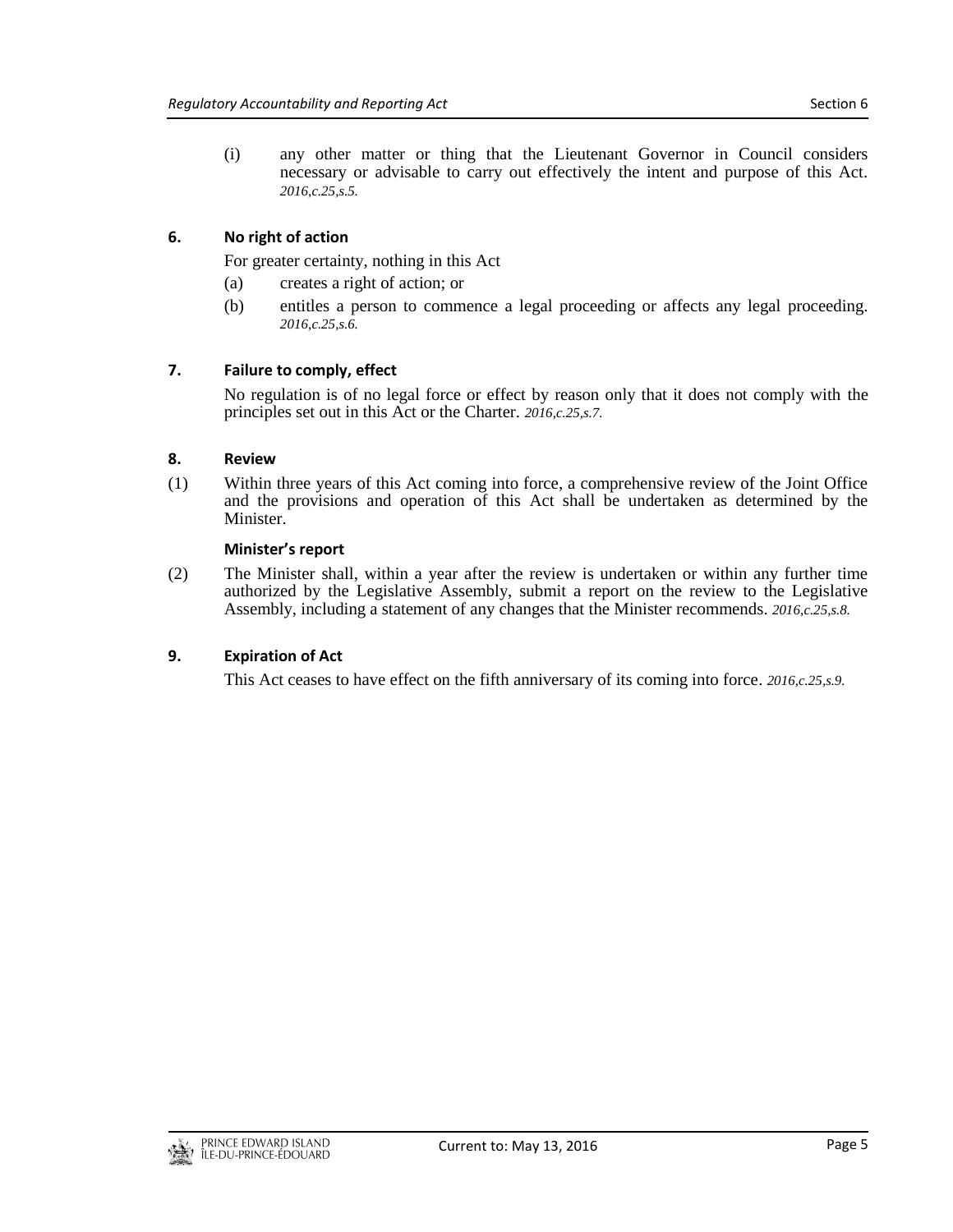(i) any other matter or thing that the Lieutenant Governor in Council considers necessary or advisable to carry out effectively the intent and purpose of this Act. *2016,c.25,s.5.*

**6. No right of action**

For greater certainty, nothing in this Act

(a) creates a right of action; or

(b) entitles a person to commence a legal proceeding or affects any legal proceeding. *2016,c.25,s.6.*

**7. Failure to comply, effect**

No regulation is of no legal force or effect by reason only that it does not comply with the principles set out in this Act or the Charter. *2016,c.25,s.7.*

**8. Review**

(1) Within three years of this Act coming into force, a comprehensive review of the Joint Office and the provisions and operation of this Act shall be undertaken as determined by the Minister.

**Minister's report**

(2) The Minister shall, within a year after the review is undertaken or within any further time authorized by the Legislative Assembly, submit a report on the review to the Legislative Assembly, including a statement of any changes that the Minister recommends. *2016,c.25,s.8.*

**9. Expiration of Act**

This Act ceases to have effect on the fifth anniversary of its coming into force. *2016,c.25,s.9.*